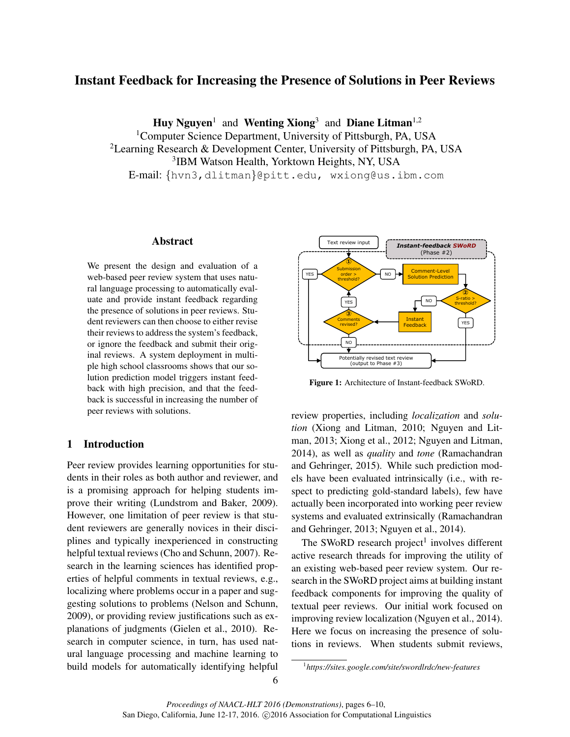# Instant Feedback for Increasing the Presence of Solutions in Peer Reviews

**Huy Nguyen**[1] and **Wenting Xiong**[3] and **Diane Litman**[1,2]
[1]Computer Science Department, University of Pittsburgh, PA, USA
[2]Learning Research & Development Center, University of Pittsburgh, PA, USA
[3]IBM Watson Health, Yorktown Heights, NY, USA
E-mail: {hvn3,dlitman}@pitt.edu, wxiong@us.ibm.com

## Abstract

We present the design and evaluation of a web-based peer review system that uses natural language processing to automatically evaluate and provide instant feedback regarding the presence of solutions in peer reviews. Student reviewers can then choose to either revise their reviews to address the system's feedback, or ignore the feedback and submit their original reviews. A system deployment in multiple high school classrooms shows that our solution prediction model triggers instant feedback with high precision, and that the feedback is successful in increasing the number of peer reviews with solutions.

**Figure 1:** Architecture of Instant-feedback SWoRD.

## 1 Introduction

Peer review provides learning opportunities for students in their roles as both author and reviewer, and is a promising approach for helping students improve their writing (Lundstrom and Baker, 2009). However, one limitation of peer review is that student reviewers are generally novices in their disciplines and typically inexperienced in constructing helpful textual reviews (Cho and Schunn, 2007). Research in the learning sciences has identified properties of helpful comments in textual reviews, e.g., localizing where problems occur in a paper and suggesting solutions to problems (Nelson and Schunn, 2009), or providing review justifications such as explanations of judgments (Gielen et al., 2010). Research in computer science, in turn, has used natural language processing and machine learning to build models for automatically identifying helpful review properties, including *localization* and *solution* (Xiong and Litman, 2010; Nguyen and Litman, 2013; Xiong et al., 2012; Nguyen and Litman, 2014), as well as *quality* and *tone* (Ramachandran and Gehringer, 2015). While such prediction models have been evaluated intrinsically (i.e., with respect to predicting gold-standard labels), few have actually been incorporated into working peer review systems and evaluated extrinsically (Ramachandran and Gehringer, 2013; Nguyen et al., 2014).

The SWoRD research project[1] involves different active research threads for improving the utility of an existing web-based peer review system. Our research in the SWoRD project aims at building instant feedback components for improving the quality of textual peer reviews. Our initial work focused on improving review localization (Nguyen et al., 2014). Here we focus on increasing the presence of solutions in reviews. When students submit reviews,

[1]*https://sites.google.com/site/swordlrdc/new-features*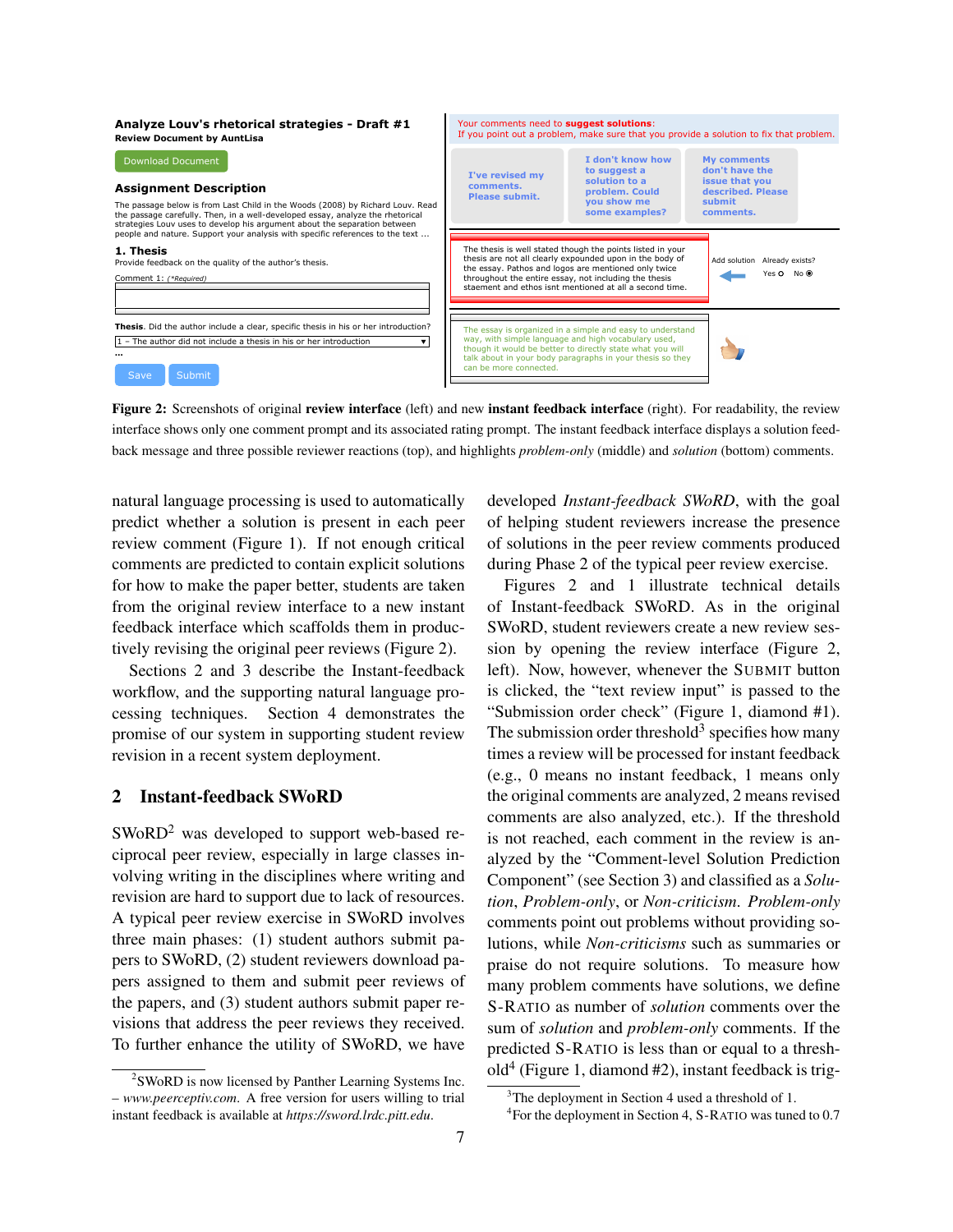**Figure 2:** Screenshots of original **review interface** (left) and new **instant feedback interface** (right). For readability, the review interface shows only one comment prompt and its associated rating prompt. The instant feedback interface displays a solution feedback message and three possible reviewer reactions (top), and highlights *problem-only* (middle) and *solution* (bottom) comments.

natural language processing is used to automatically predict whether a solution is present in each peer review comment (Figure 1). If not enough critical comments are predicted to contain explicit solutions for how to make the paper better, students are taken from the original review interface to a new instant feedback interface which scaffolds them in productively revising the original peer reviews (Figure 2).

Sections 2 and 3 describe the Instant-feedback workflow, and the supporting natural language processing techniques. Section 4 demonstrates the promise of our system in supporting student review revision in a recent system deployment.

## 2 Instant-feedback SWoRD

SWoRD[2] was developed to support web-based reciprocal peer review, especially in large classes involving writing in the disciplines where writing and revision are hard to support due to lack of resources. A typical peer review exercise in SWoRD involves three main phases: (1) student authors submit papers to SWoRD, (2) student reviewers download papers assigned to them and submit peer reviews of the papers, and (3) student authors submit paper revisions that address the peer reviews they received. To further enhance the utility of SWoRD, we have developed *Instant-feedback SWoRD*, with the goal of helping student reviewers increase the presence of solutions in the peer review comments produced during Phase 2 of the typical peer review exercise.

Figures 2 and 1 illustrate technical details of Instant-feedback SWoRD. As in the original SWoRD, student reviewers create a new review session by opening the review interface (Figure 2, left). Now, however, whenever the SUBMIT button is clicked, the "text review input" is passed to the "Submission order check" (Figure 1, diamond #1). The submission order threshold[3] specifies how many times a review will be processed for instant feedback (e.g., 0 means no instant feedback, 1 means only the original comments are analyzed, 2 means revised comments are also analyzed, etc.). If the threshold is not reached, each comment in the review is analyzed by the "Comment-level Solution Prediction Component" (see Section 3) and classified as a *Solution*, *Problem-only*, or *Non-criticism*. *Problem-only* comments point out problems without providing solutions, while *Non-criticisms* such as summaries or praise do not require solutions. To measure how many problem comments have solutions, we define S-RATIO as number of *solution* comments over the sum of *solution* and *problem-only* comments. If the predicted S-RATIO is less than or equal to a threshold[4] (Figure 1, diamond #2), instant feedback is trig-

[2] SWoRD is now licensed by Panther Learning Systems Inc. – *www.peerceptiv.com*. A free version for users willing to trial instant feedback is available at *https://sword.lrdc.pitt.edu*.

[3] The deployment in Section 4 used a threshold of 1.

[4] For the deployment in Section 4, S-RATIO was tuned to 0.7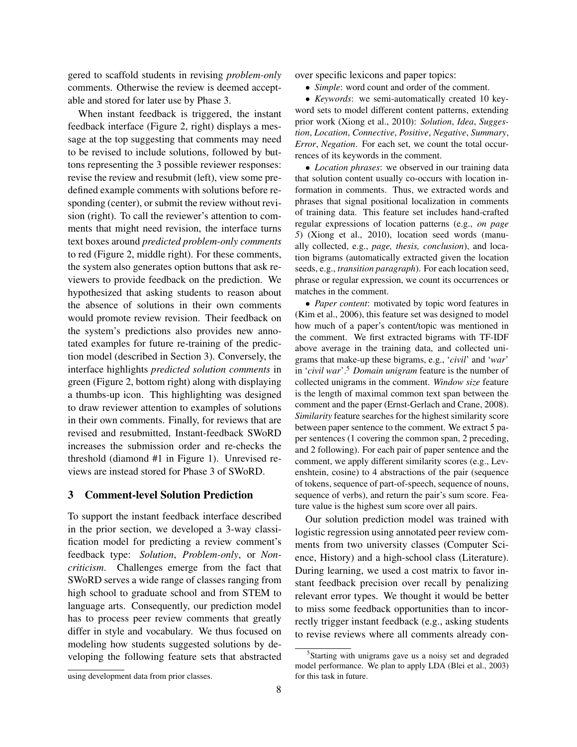gered to scaffold students in revising *problem-only* comments. Otherwise the review is deemed acceptable and stored for later use by Phase 3.

When instant feedback is triggered, the instant feedback interface (Figure 2, right) displays a message at the top suggesting that comments may need to be revised to include solutions, followed by buttons representing the 3 possible reviewer responses: revise the review and resubmit (left), view some predefined example comments with solutions before responding (center), or submit the review without revision (right). To call the reviewer's attention to comments that might need revision, the interface turns text boxes around *predicted problem-only comments* to red (Figure 2, middle right). For these comments, the system also generates option buttons that ask reviewers to provide feedback on the prediction. We hypothesized that asking students to reason about the absence of solutions in their own comments would promote review revision. Their feedback on the system's predictions also provides new annotated examples for future re-training of the prediction model (described in Section 3). Conversely, the interface highlights *predicted solution comments* in green (Figure 2, bottom right) along with displaying a thumbs-up icon. This highlighting was designed to draw reviewer attention to examples of solutions in their own comments. Finally, for reviews that are revised and resubmitted, Instant-feedback SWoRD increases the submission order and re-checks the threshold (diamond #1 in Figure 1). Unrevised reviews are instead stored for Phase 3 of SWoRD.

using development data from prior classes.

## 3 Comment-level Solution Prediction

To support the instant feedback interface described in the prior section, we developed a 3-way classification model for predicting a review comment's feedback type: *Solution*, *Problem-only*, or *Non-criticism*. Challenges emerge from the fact that SWoRD serves a wide range of classes ranging from high school to graduate school and from STEM to language arts. Consequently, our prediction model has to process peer review comments that greatly differ in style and vocabulary. We thus focused on modeling how students suggested solutions by developing the following feature sets that abstracted over specific lexicons and paper topics:

- *Simple*: word count and order of the comment.
- *Keywords*: we semi-automatically created 10 keyword sets to model different content patterns, extending prior work (Xiong et al., 2010): *Solution*, *Idea*, *Suggestion*, *Location*, *Connective*, *Positive*, *Negative*, *Summary*, *Error*, *Negation*. For each set, we count the total occurrences of its keywords in the comment.
- *Location phrases*: we observed in our training data that solution content usually co-occurs with location information in comments. Thus, we extracted words and phrases that signal positional localization in comments of training data. This feature set includes hand-crafted regular expressions of location patterns (e.g., *on page 5*) (Xiong et al., 2010), location seed words (manually collected, e.g., *page, thesis, conclusion*), and location bigrams (automatically extracted given the location seeds, e.g., *transition paragraph*). For each location seed, phrase or regular expression, we count its occurrences or matches in the comment.
- *Paper content*: motivated by topic word features in (Kim et al., 2006), this feature set was designed to model how much of a paper's content/topic was mentioned in the comment. We first extracted bigrams with TF-IDF above average in the training data, and collected unigrams that make-up these bigrams, e.g., '*civil*' and '*war*' in '*civil war*'.[5] *Domain unigram* feature is the number of collected unigrams in the comment. *Window size* feature is the length of maximal common text span between the comment and the paper (Ernst-Gerlach and Crane, 2008). *Similarity* feature searches for the highest similarity score between paper sentence to the comment. We extract 5 paper sentences (1 covering the common span, 2 preceding, and 2 following). For each pair of paper sentence and the comment, we apply different similarity scores (e.g., Levenshtein, cosine) to 4 abstractions of the pair (sequence of tokens, sequence of part-of-speech, sequence of nouns, sequence of verbs), and return the pair's sum score. Feature value is the highest sum score over all pairs.

Our solution prediction model was trained with logistic regression using annotated peer review comments from two university classes (Computer Science, History) and a high-school class (Literature). During learning, we used a cost matrix to favor instant feedback precision over recall by penalizing relevant error types. We thought it would be better to miss some feedback opportunities than to incorrectly trigger instant feedback (e.g., asking students to revise reviews where all comments already con-

[5] Starting with unigrams gave us a noisy set and degraded model performance. We plan to apply LDA (Blei et al., 2003) for this task in future.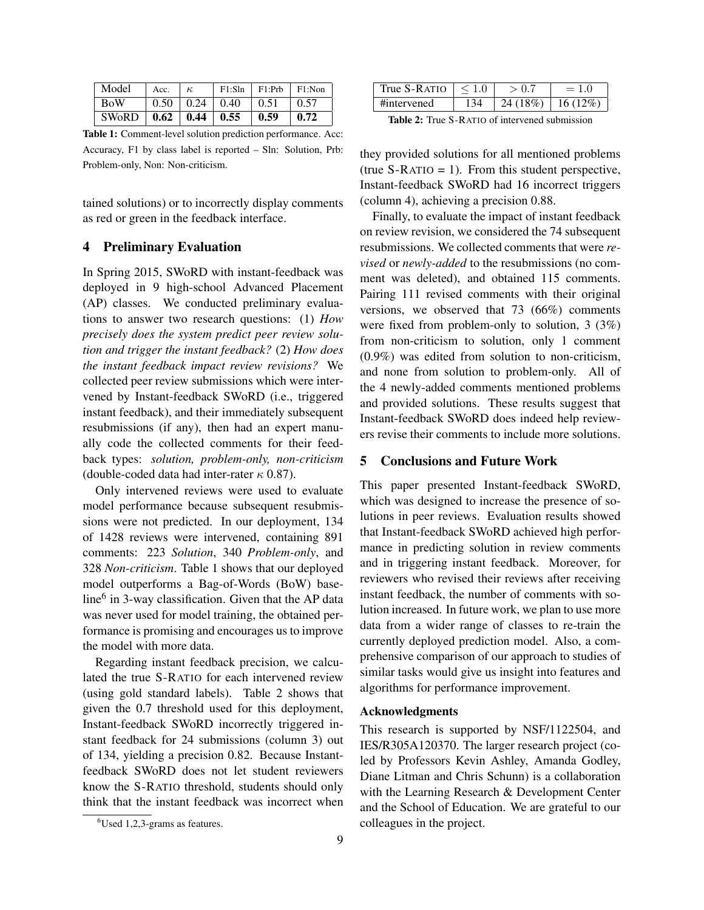| Model | Acc. | $\kappa$ | F1:Sln | F1:Prb | F1:Non |
|---|---|---|---|---|---|
| BoW | 0.50 | 0.24 | 0.40 | 0.51 | 0.57 |
| SWoRD | **0.62** | **0.44** | **0.55** | **0.59** | **0.72** |

**Table 1:** Comment-level solution prediction performance. Acc: Accuracy, F1 by class label is reported – Sln: Solution, Prb: Problem-only, Non: Non-criticism.

tained solutions) or to incorrectly display comments as red or green in the feedback interface.

## 4 Preliminary Evaluation

In Spring 2015, SWoRD with instant-feedback was deployed in 9 high-school Advanced Placement (AP) classes. We conducted preliminary evaluations to answer two research questions: (1) *How precisely does the system predict peer review solution and trigger the instant feedback?* (2) *How does the instant feedback impact review revisions?* We collected peer review submissions which were intervened by Instant-feedback SWoRD (i.e., triggered instant feedback), and their immediately subsequent resubmissions (if any), then had an expert manually code the collected comments for their feedback types: *solution, problem-only, non-criticism* (double-coded data had inter-rater $\kappa$ 0.87).

Only intervened reviews were used to evaluate model performance because subsequent resubmissions were not predicted. In our deployment, 134 of 1428 reviews were intervened, containing 891 comments: 223 *Solution*, 340 *Problem-only*, and 328 *Non-criticism*. Table 1 shows that our deployed model outperforms a Bag-of-Words (BoW) baseline[6] in 3-way classification. Given that the AP data was never used for model training, the obtained performance is promising and encourages us to improve the model with more data.

Regarding instant feedback precision, we calculated the true S-RATIO for each intervened review (using gold standard labels). Table 2 shows that given the 0.7 threshold used for this deployment, Instant-feedback SWoRD incorrectly triggered instant feedback for 24 submissions (column 3) out of 134, yielding a precision 0.82. Because Instant-feedback SWoRD does not let student reviewers know the S-RATIO threshold, students should only think that the instant feedback was incorrect when they provided solutions for all mentioned problems (true S-RATIO = 1). From this student perspective, Instant-feedback SWoRD had 16 incorrect triggers (column 4), achieving a precision 0.88.

[6] Used 1,2,3-grams as features.

| True S-RATIO | $\leq 1.0$ | $> 0.7$ | $= 1.0$ |
|---|---|---|---|
| #intervened | 134 | 24 (18%) | 16 (12%) |

**Table 2:** True S-RATIO of intervened submission

Finally, to evaluate the impact of instant feedback on review revision, we considered the 74 subsequent resubmissions. We collected comments that were *revised* or *newly-added* to the resubmissions (no comment was deleted), and obtained 115 comments. Pairing 111 revised comments with their original versions, we observed that 73 (66%) comments were fixed from problem-only to solution, 3 (3%) from non-criticism to solution, only 1 comment (0.9%) was edited from solution to non-criticism, and none from solution to problem-only. All of the 4 newly-added comments mentioned problems and provided solutions. These results suggest that Instant-feedback SWoRD does indeed help reviewers revise their comments to include more solutions.

## 5 Conclusions and Future Work

This paper presented Instant-feedback SWoRD, which was designed to increase the presence of solutions in peer reviews. Evaluation results showed that Instant-feedback SWoRD achieved high performance in predicting solution in review comments and in triggering instant feedback. Moreover, for reviewers who revised their reviews after receiving instant feedback, the number of comments with solution increased. In future work, we plan to use more data from a wider range of classes to re-train the currently deployed prediction model. Also, a comprehensive comparison of our approach to studies of similar tasks would give us insight into features and algorithms for performance improvement.

### Acknowledgments

This research is supported by NSF/1122504, and IES/R305A120370. The larger research project (co-led by Professors Kevin Ashley, Amanda Godley, Diane Litman and Chris Schunn) is a collaboration with the Learning Research & Development Center and the School of Education. We are grateful to our colleagues in the project.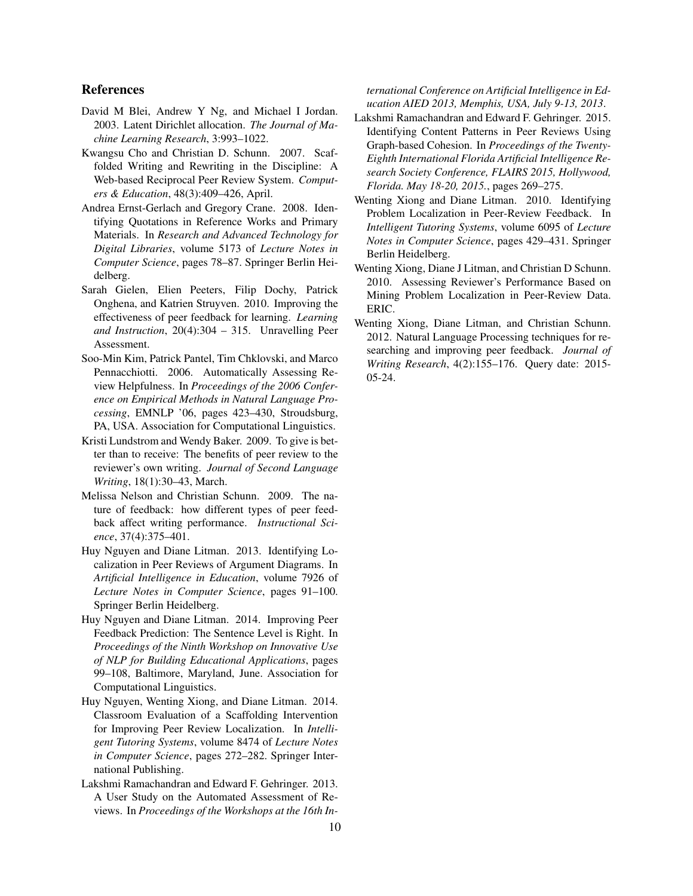## References

David M Blei, Andrew Y Ng, and Michael I Jordan. 2003. Latent Dirichlet allocation. *The Journal of Machine Learning Research*, 3:993–1022.

Kwangsu Cho and Christian D. Schunn. 2007. Scaffolded Writing and Rewriting in the Discipline: A Web-based Reciprocal Peer Review System. *Computers & Education*, 48(3):409–426, April.

Andrea Ernst-Gerlach and Gregory Crane. 2008. Identifying Quotations in Reference Works and Primary Materials. In *Research and Advanced Technology for Digital Libraries*, volume 5173 of *Lecture Notes in Computer Science*, pages 78–87. Springer Berlin Heidelberg.

Sarah Gielen, Elien Peeters, Filip Dochy, Patrick Onghena, and Katrien Struyven. 2010. Improving the effectiveness of peer feedback for learning. *Learning and Instruction*, 20(4):304 – 315. Unravelling Peer Assessment.

Soo-Min Kim, Patrick Pantel, Tim Chklovski, and Marco Pennacchiotti. 2006. Automatically Assessing Review Helpfulness. In *Proceedings of the 2006 Conference on Empirical Methods in Natural Language Processing*, EMNLP '06, pages 423–430, Stroudsburg, PA, USA. Association for Computational Linguistics.

Kristi Lundstrom and Wendy Baker. 2009. To give is better than to receive: The benefits of peer review to the reviewer's own writing. *Journal of Second Language Writing*, 18(1):30–43, March.

Melissa Nelson and Christian Schunn. 2009. The nature of feedback: how different types of peer feedback affect writing performance. *Instructional Science*, 37(4):375–401.

Huy Nguyen and Diane Litman. 2013. Identifying Localization in Peer Reviews of Argument Diagrams. In *Artificial Intelligence in Education*, volume 7926 of *Lecture Notes in Computer Science*, pages 91–100. Springer Berlin Heidelberg.

Huy Nguyen and Diane Litman. 2014. Improving Peer Feedback Prediction: The Sentence Level is Right. In *Proceedings of the Ninth Workshop on Innovative Use of NLP for Building Educational Applications*, pages 99–108, Baltimore, Maryland, June. Association for Computational Linguistics.

Huy Nguyen, Wenting Xiong, and Diane Litman. 2014. Classroom Evaluation of a Scaffolding Intervention for Improving Peer Review Localization. In *Intelligent Tutoring Systems*, volume 8474 of *Lecture Notes in Computer Science*, pages 272–282. Springer International Publishing.

Lakshmi Ramachandran and Edward F. Gehringer. 2013. A User Study on the Automated Assessment of Reviews. In *Proceedings of the Workshops at the 16th International Conference on Artificial Intelligence in Education AIED 2013, Memphis, USA, July 9-13, 2013*.

Lakshmi Ramachandran and Edward F. Gehringer. 2015. Identifying Content Patterns in Peer Reviews Using Graph-based Cohesion. In *Proceedings of the Twenty-Eighth International Florida Artificial Intelligence Research Society Conference, FLAIRS 2015, Hollywood, Florida. May 18-20, 2015.*, pages 269–275.

Wenting Xiong and Diane Litman. 2010. Identifying Problem Localization in Peer-Review Feedback. In *Intelligent Tutoring Systems*, volume 6095 of *Lecture Notes in Computer Science*, pages 429–431. Springer Berlin Heidelberg.

Wenting Xiong, Diane J Litman, and Christian D Schunn. 2010. Assessing Reviewer's Performance Based on Mining Problem Localization in Peer-Review Data. ERIC.

Wenting Xiong, Diane Litman, and Christian Schunn. 2012. Natural Language Processing techniques for researching and improving peer feedback. *Journal of Writing Research*, 4(2):155–176. Query date: 2015-05-24.